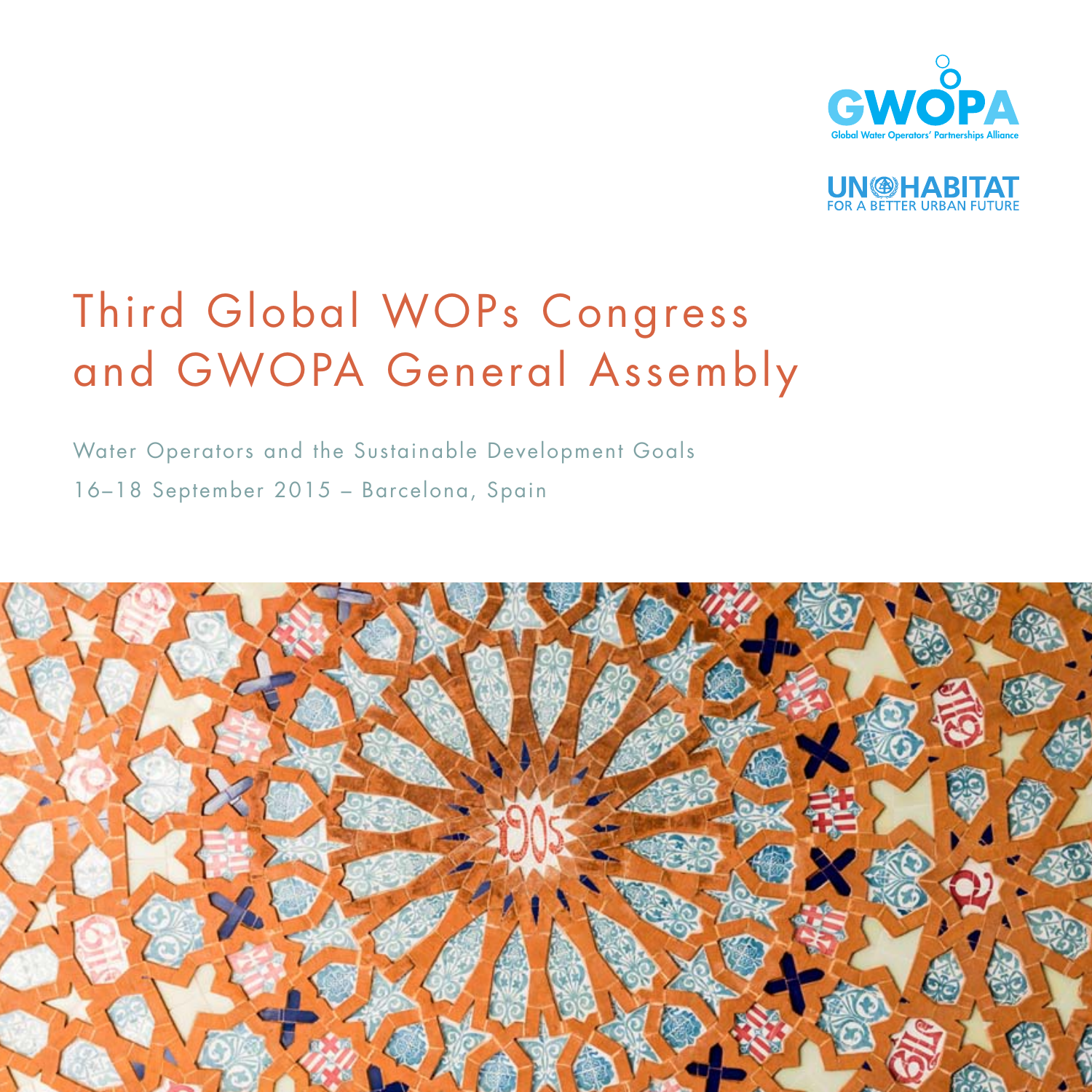GWOPA

Global Water Operators' Partnerships Alliance

UN HABITAT

FOR A BETTER URBAN FUTURE

# Third Global WOPs Congress and GWOPA General Assembly

Water Operators and the Sustainable Development Goals

16–18 September 2015 – Barcelona, Spain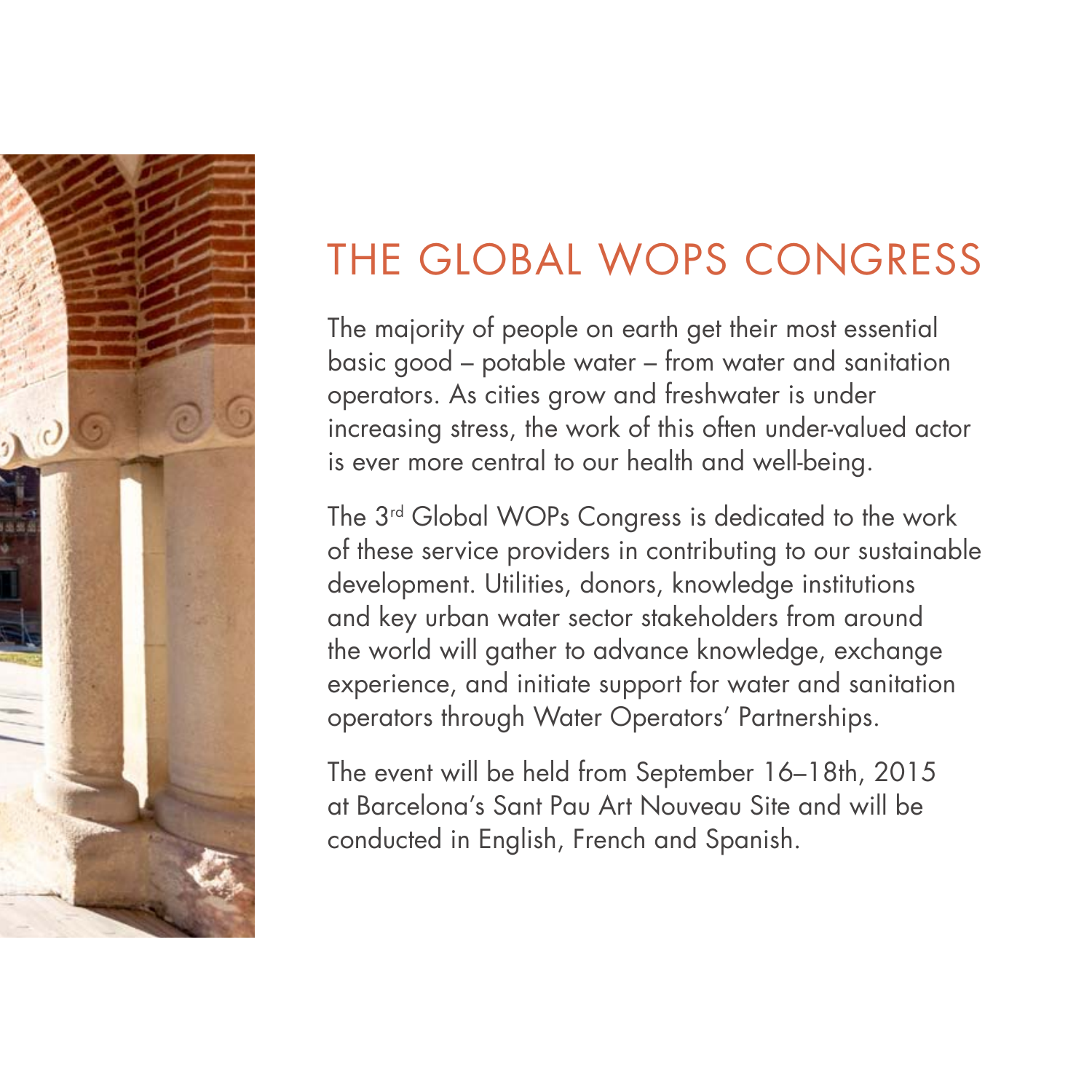# THE GLOBAL WOPS CONGRESS

The majority of people on earth get their most essential basic good – potable water – from water and sanitation operators. As cities grow and freshwater is under increasing stress, the work of this often under-valued actor is ever more central to our health and well-being.

The 3rd Global WOPs Congress is dedicated to the work of these service providers in contributing to our sustainable development. Utilities, donors, knowledge institutions and key urban water sector stakeholders from around the world will gather to advance knowledge, exchange experience, and initiate support for water and sanitation operators through Water Operators' Partnerships.

The event will be held from September 16–18th, 2015 at Barcelona's Sant Pau Art Nouveau Site and will be conducted in English, French and Spanish.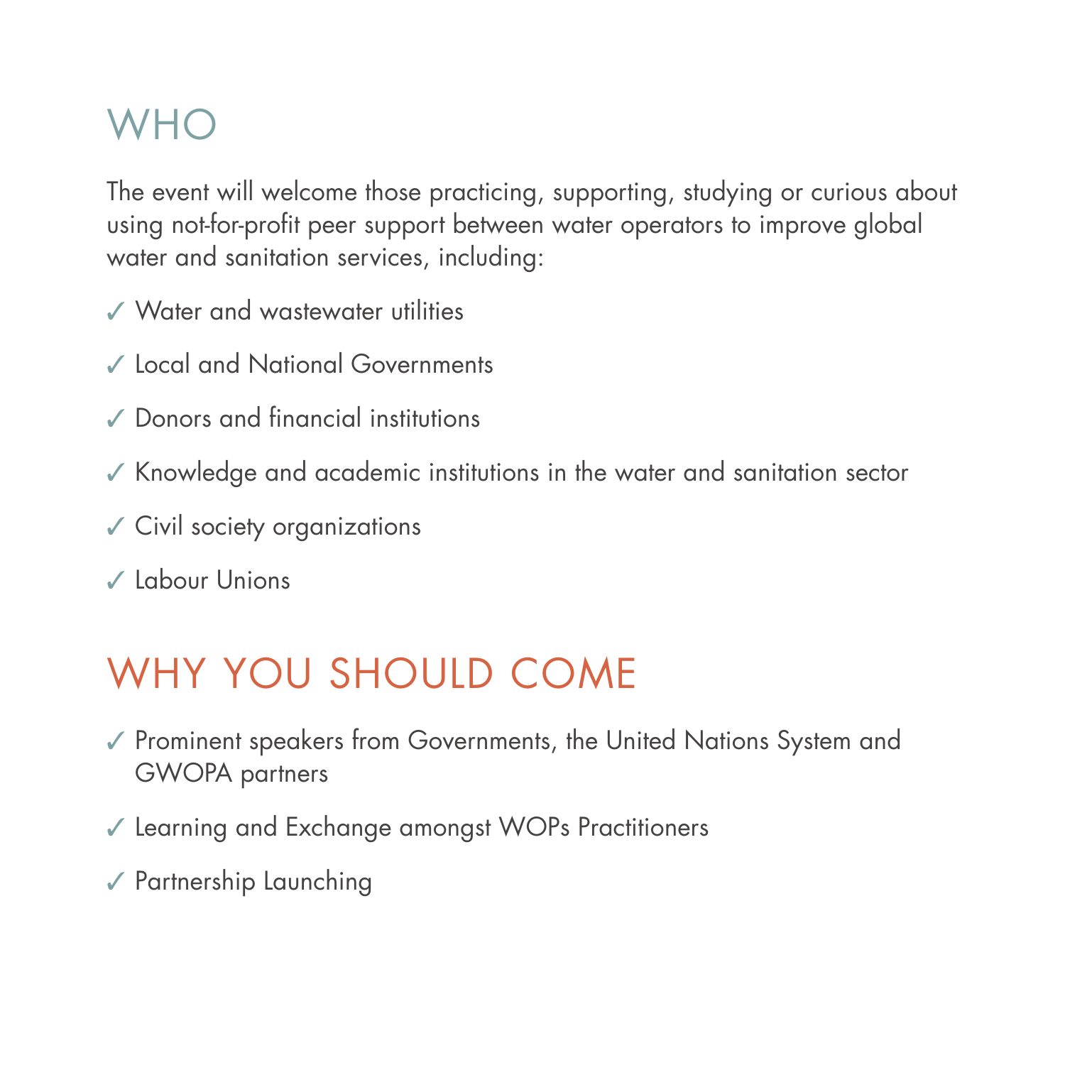## WHO

The event will welcome those practicing, supporting, studying or curious about using not-for-profit peer support between water operators to improve global water and sanitation services, including:

- ✓ Water and wastewater utilities
- ✓ Local and National Governments
- ✓ Donors and financial institutions
- ✓ Knowledge and academic institutions in the water and sanitation sector
- ✓ Civil society organizations
- ✓ Labour Unions

## WHY YOU SHOULD COME

- ✓ Prominent speakers from Governments, the United Nations System and GWOPA partners
- ✓ Learning and Exchange amongst WOPs Practitioners
- ✓ Partnership Launching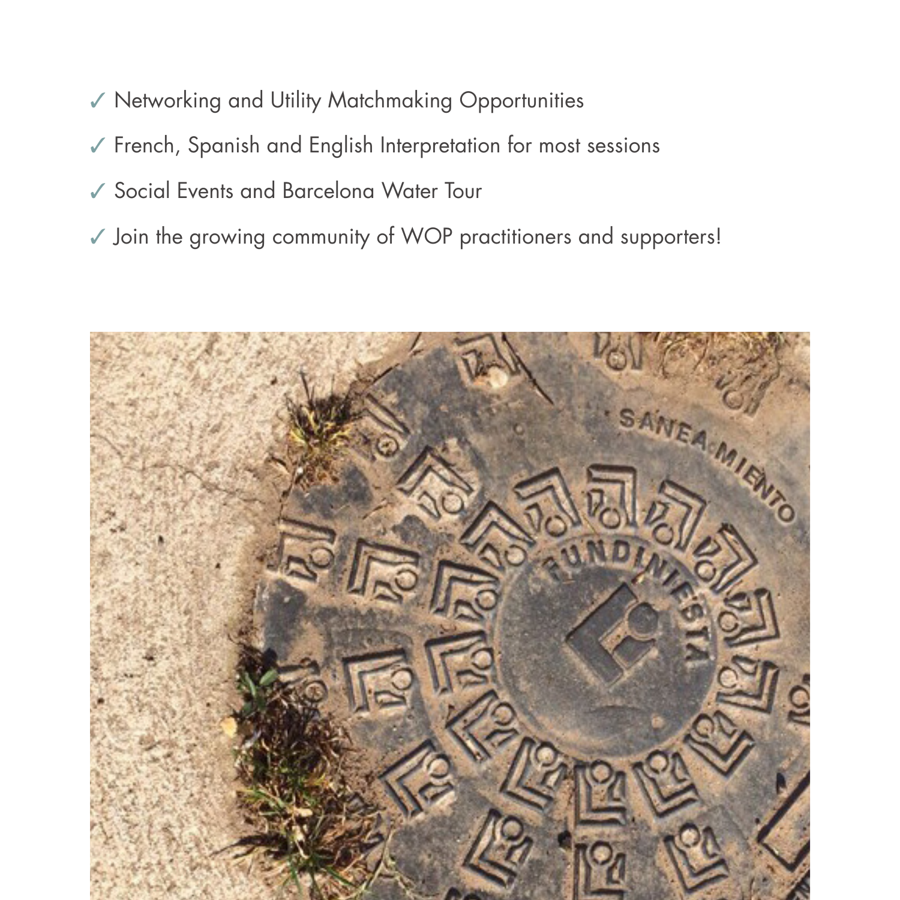- ✓ Networking and Utility Matchmaking Opportunities
- ✓ French, Spanish and English Interpretation for most sessions
- ✓ Social Events and Barcelona Water Tour
- ✓ Join the growing community of WOP practitioners and supporters!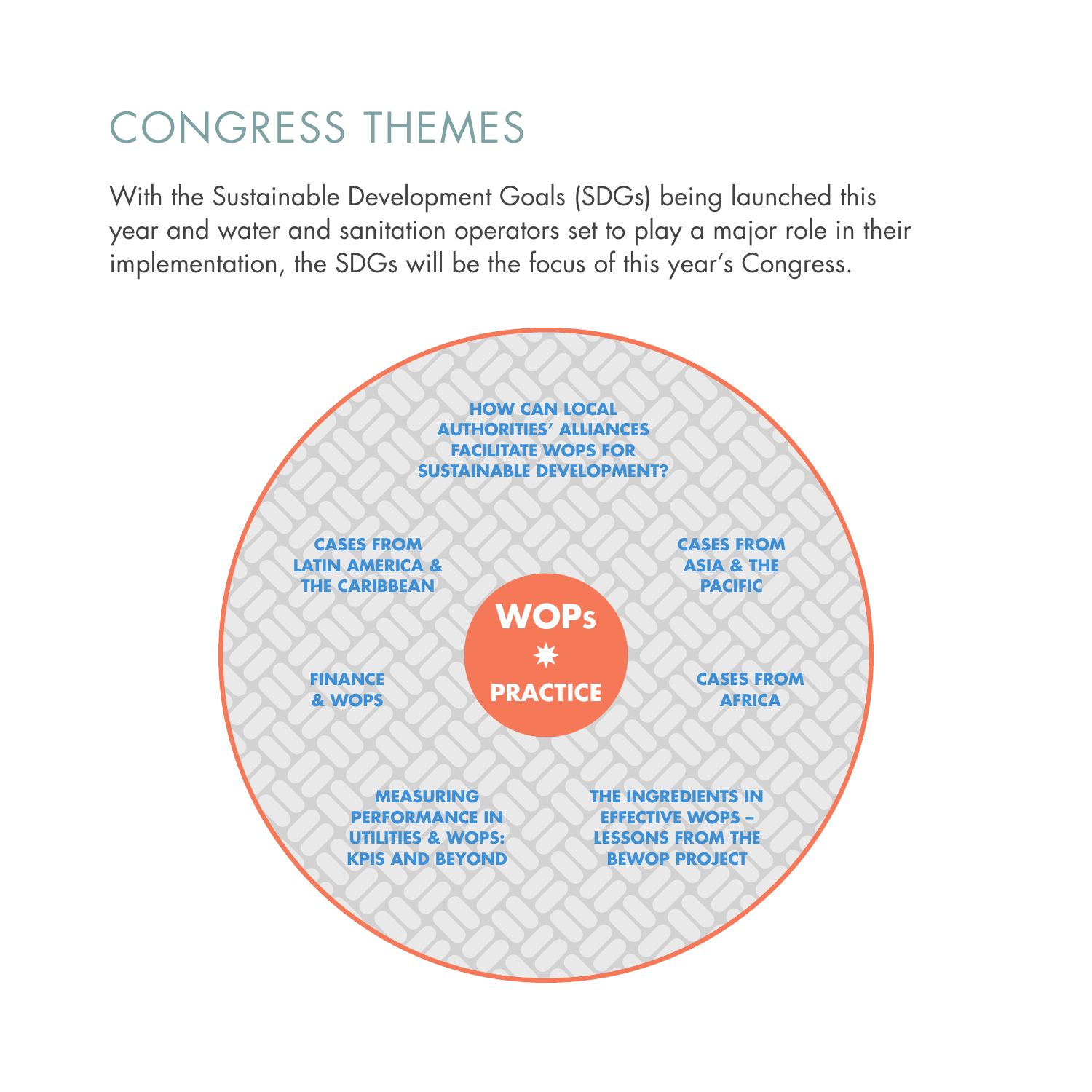# CONGRESS THEMES

With the Sustainable Development Goals (SDGs) being launched this year and water and sanitation operators set to play a major role in their implementation, the SDGs will be the focus of this year's Congress.

**WOPs ✸ PRACTICE**

- **HOW CAN LOCAL AUTHORITIES' ALLIANCES FACILITATE WOPS FOR SUSTAINABLE DEVELOPMENT?**
- **CASES FROM ASIA & THE PACIFIC**
- **CASES FROM AFRICA**
- **THE INGREDIENTS IN EFFECTIVE WOPS – LESSONS FROM THE BEWOP PROJECT**
- **MEASURING PERFORMANCE IN UTILITIES & WOPS: KPIS AND BEYOND**
- **FINANCE & WOPS**
- **CASES FROM LATIN AMERICA & THE CARIBBEAN**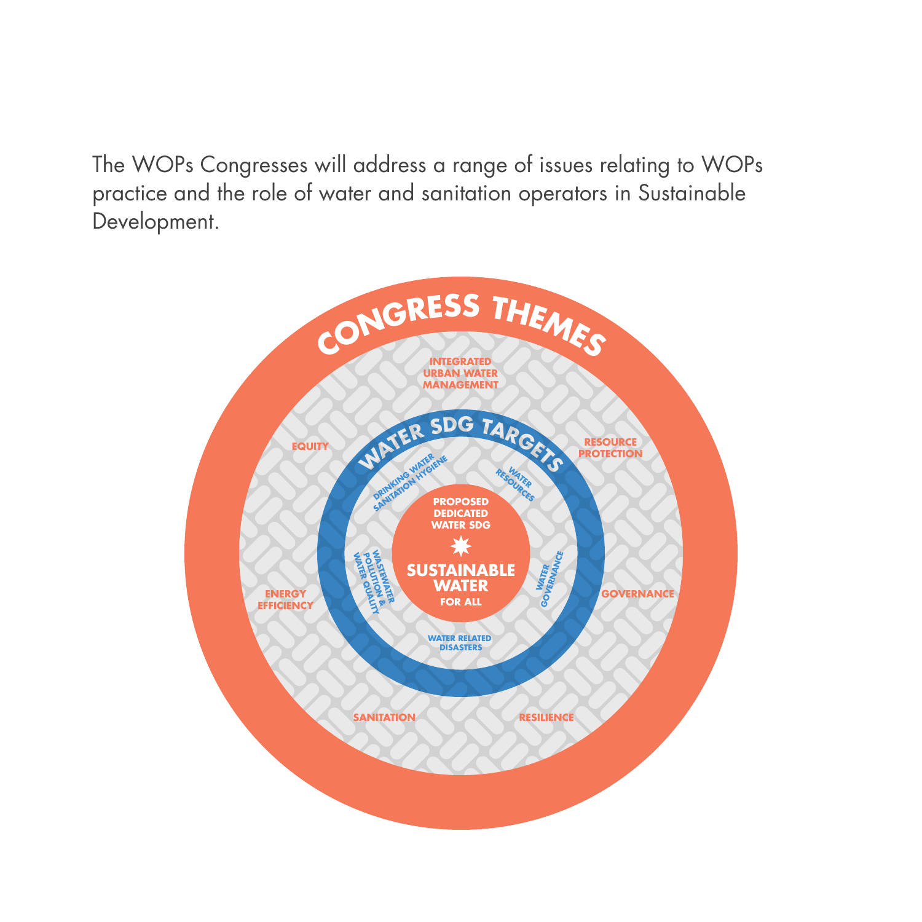The WOPs Congresses will address a range of issues relating to WOPs practice and the role of water and sanitation operators in Sustainable Development.

CONGRESS THEMES

INTEGRATED URBAN WATER MANAGEMENT

EQUITY

RESOURCE PROTECTION

ENERGY EFFICIENCY

GOVERNANCE

SANITATION

RESILIENCE

WATER SDG TARGETS

DRINKING WATER SANITATION HYGIENE

WATER RESOURCES

WASTEWATER POLLUTION & WATER QUALITY

WATER GOVERNANCE

WATER RELATED DISASTERS

PROPOSED DEDICATED WATER SDG

SUSTAINABLE WATER FOR ALL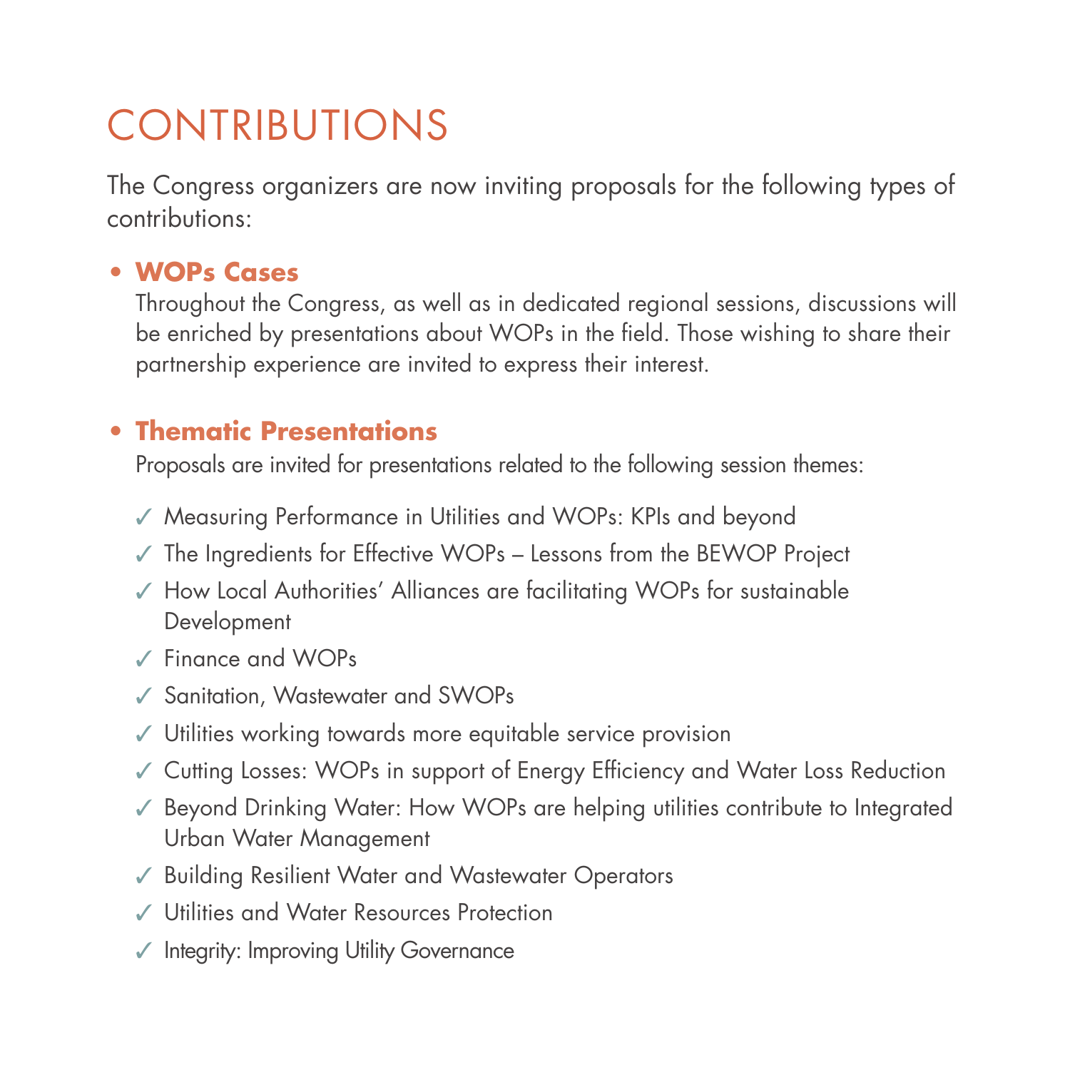# CONTRIBUTIONS

The Congress organizers are now inviting proposals for the following types of contributions:

- **WOPs Cases**

  Throughout the Congress, as well as in dedicated regional sessions, discussions will be enriched by presentations about WOPs in the field. Those wishing to share their partnership experience are invited to express their interest.

- **Thematic Presentations**

  Proposals are invited for presentations related to the following session themes:

  - ✓ Measuring Performance in Utilities and WOPs: KPIs and beyond
  - ✓ The Ingredients for Effective WOPs – Lessons from the BEWOP Project
  - ✓ How Local Authorities' Alliances are facilitating WOPs for sustainable Development
  - ✓ Finance and WOPs
  - ✓ Sanitation, Wastewater and SWOPs
  - ✓ Utilities working towards more equitable service provision
  - ✓ Cutting Losses: WOPs in support of Energy Efficiency and Water Loss Reduction
  - ✓ Beyond Drinking Water: How WOPs are helping utilities contribute to Integrated Urban Water Management
  - ✓ Building Resilient Water and Wastewater Operators
  - ✓ Utilities and Water Resources Protection
  - ✓ Integrity: Improving Utility Governance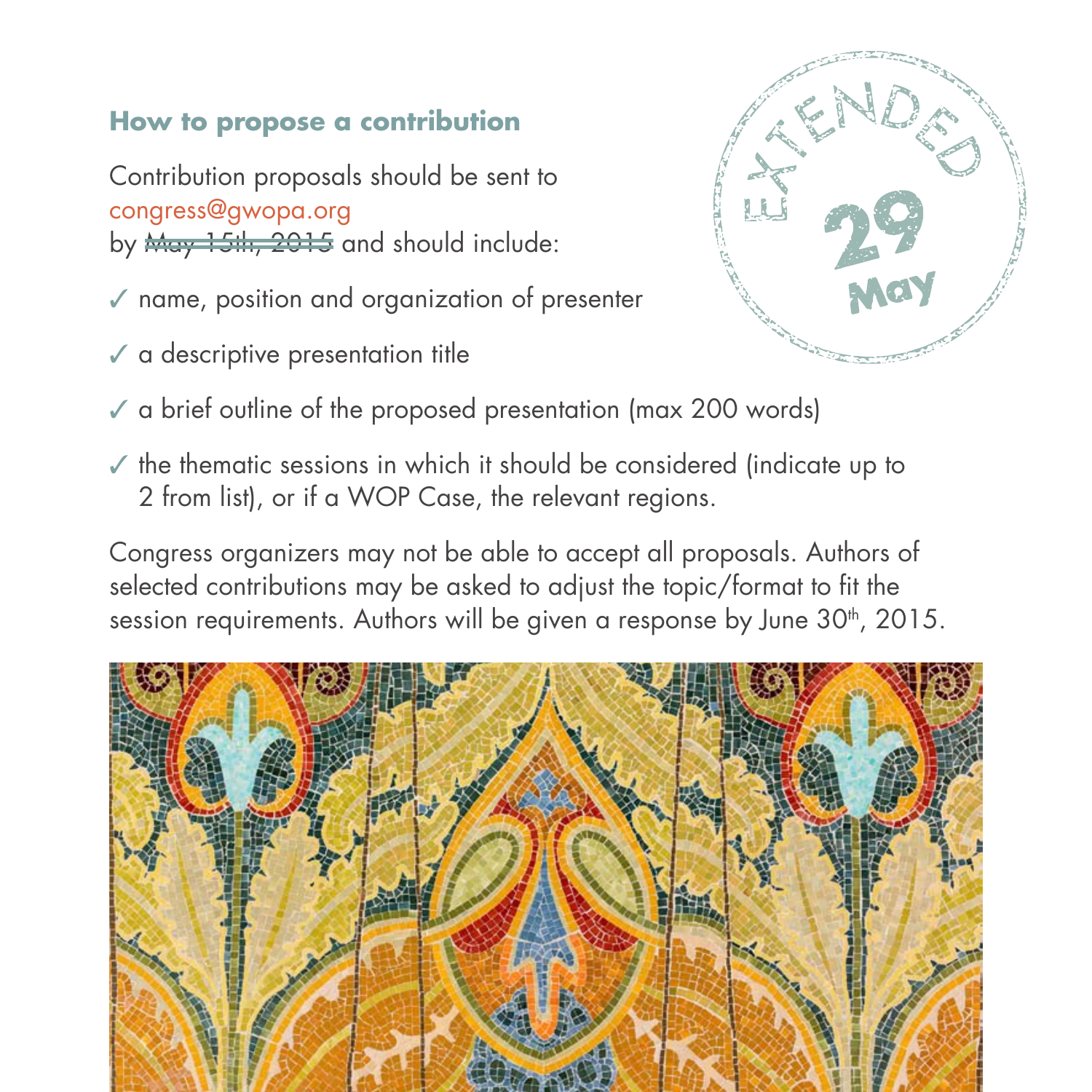## How to propose a contribution

Contribution proposals should be sent to congress@gwopa.org by ~~May 15th, 2015~~ and should include:

EXTENDED 29 May

- ✓ name, position and organization of presenter
- ✓ a descriptive presentation title
- ✓ a brief outline of the proposed presentation (max 200 words)
- ✓ the thematic sessions in which it should be considered (indicate up to 2 from list), or if a WOP Case, the relevant regions.

Congress organizers may not be able to accept all proposals. Authors of selected contributions may be asked to adjust the topic/format to fit the session requirements. Authors will be given a response by June 30th, 2015.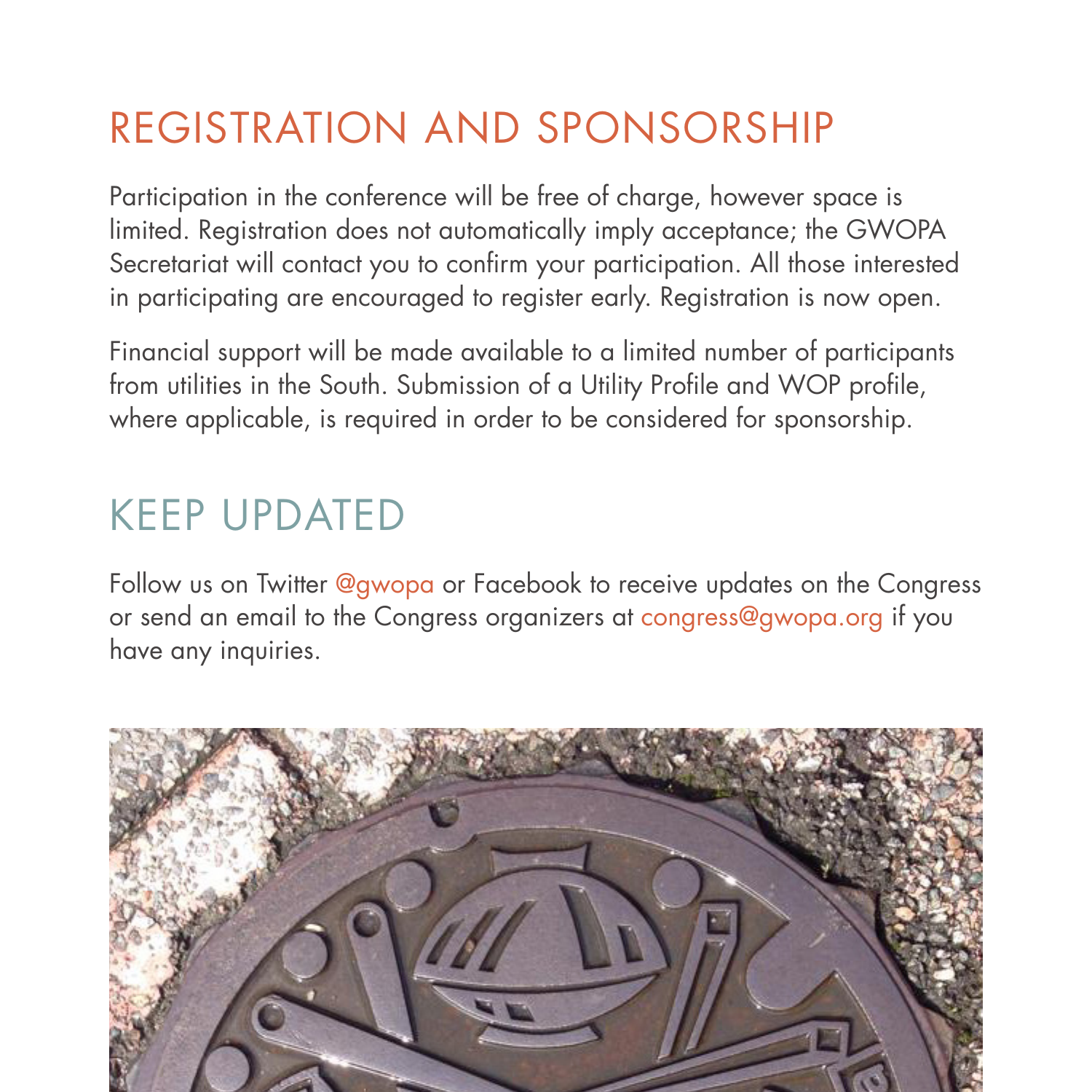# REGISTRATION AND SPONSORSHIP

Participation in the conference will be free of charge, however space is limited. Registration does not automatically imply acceptance; the GWOPA Secretariat will contact you to confirm your participation. All those interested in participating are encouraged to register early. Registration is now open.

Financial support will be made available to a limited number of participants from utilities in the South. Submission of a Utility Profile and WOP profile, where applicable, is required in order to be considered for sponsorship.

# KEEP UPDATED

Follow us on Twitter @gwopa or Facebook to receive updates on the Congress or send an email to the Congress organizers at congress@gwopa.org if you have any inquiries.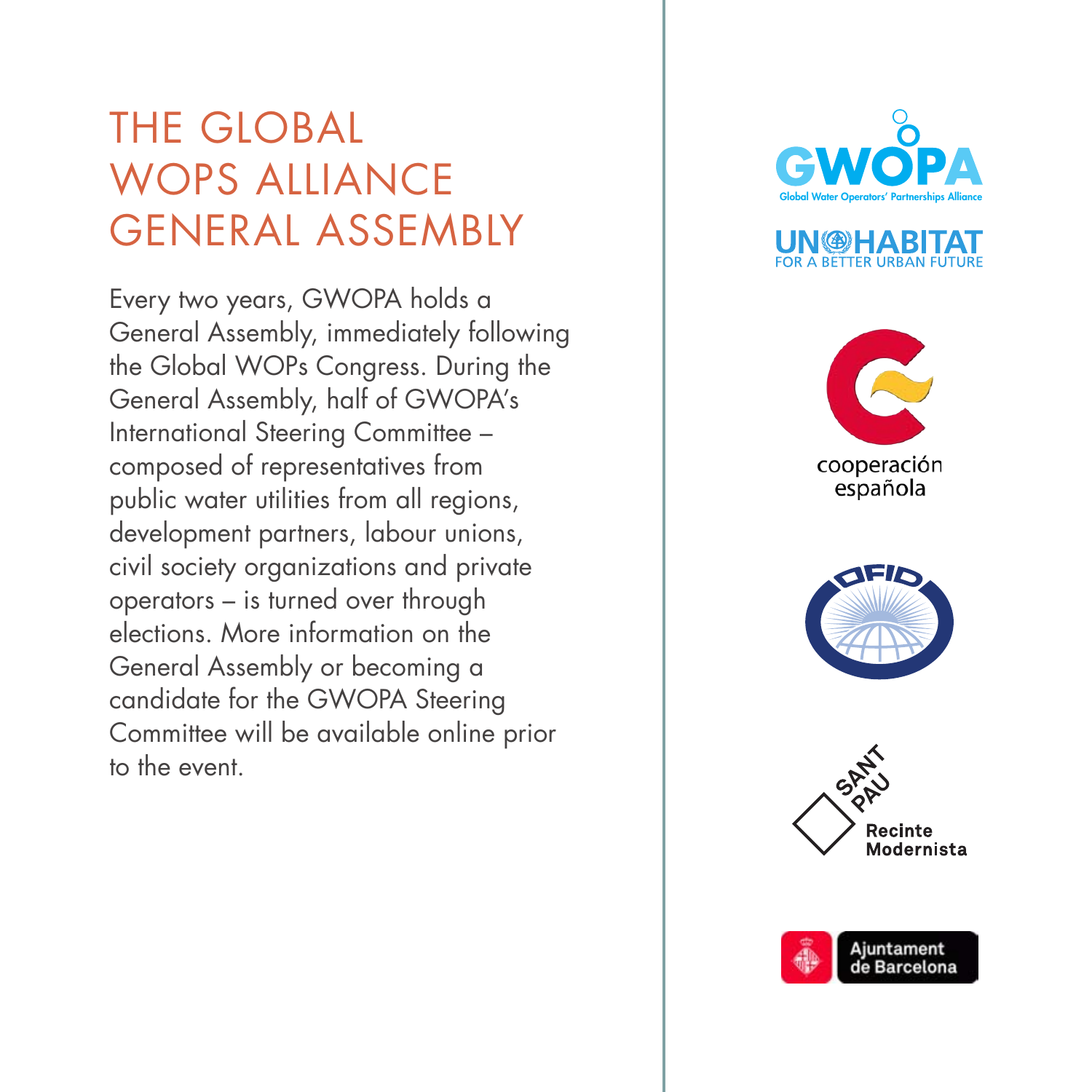# THE GLOBAL WOPS ALLIANCE GENERAL ASSEMBLY

Every two years, GWOPA holds a General Assembly, immediately following the Global WOPs Congress. During the General Assembly, half of GWOPA's International Steering Committee – composed of representatives from public water utilities from all regions, development partners, labour unions, civil society organizations and private operators – is turned over through elections. More information on the General Assembly or becoming a candidate for the GWOPA Steering Committee will be available online prior to the event.

GWOPA
Global Water Operators' Partnerships Alliance

UN-HABITAT
FOR A BETTER URBAN FUTURE

cooperación española

OFID

SANT PAU
Recinte Modernista

Ajuntament de Barcelona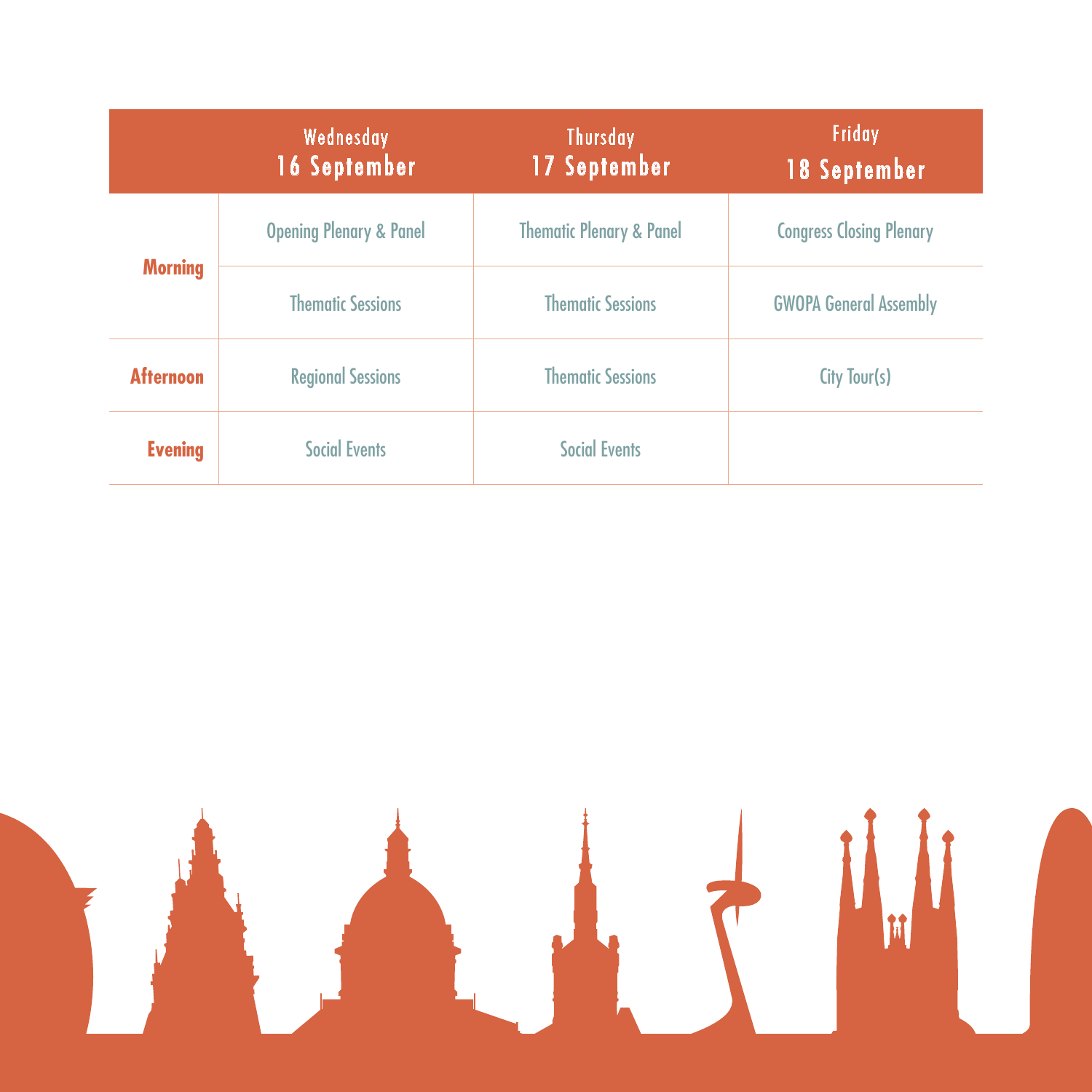| | Wednesday 16 September | Thursday 17 September | Friday 18 September |
|---|---|---|---|
| **Morning** | Opening Plenary & Panel | Thematic Plenary & Panel | Congress Closing Plenary |
| | Thematic Sessions | Thematic Sessions | GWOPA General Assembly |
| **Afternoon** | Regional Sessions | Thematic Sessions | City Tour(s) |
| **Evening** | Social Events | Social Events | |